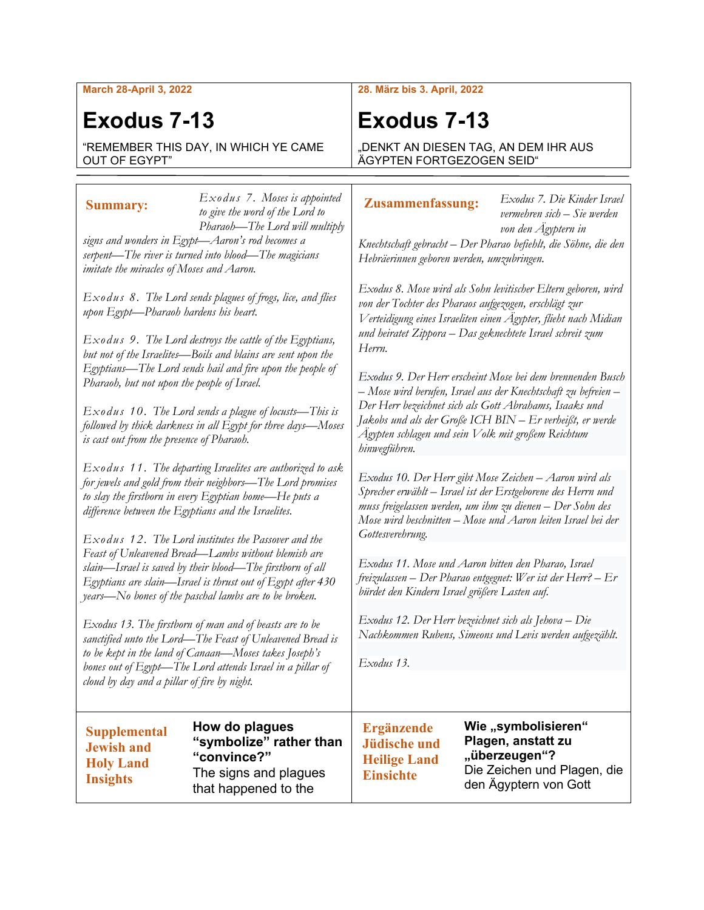**March 28-April 3, 2022**

# Exodus 7-13

"REMEMBER THIS DAY, IN WHICH YE CAME OUT OF EGYPT"

**28. März bis 3. April, 2022**

# Exodus 7-13

„DENKT AN DIESEN TAG, AN DEM IHR AUS ÄGYPTEN FORTGEZOGEN SEID"

## Summary:

*Exodus 7. Moses is appointed to give the word of the Lord to Pharaoh—The Lord will multiply signs and wonders in Egypt—Aaron's rod becomes a serpent—The river is turned into blood—The magicians imitate the miracles of Moses and Aaron.*

*Exodus 8. The Lord sends plagues of frogs, lice, and flies upon Egypt—Pharaoh hardens his heart.*

*Exodus 9. The Lord destroys the cattle of the Egyptians, but not of the Israelites—Boils and blains are sent upon the Egyptians—The Lord sends hail and fire upon the people of Pharaoh, but not upon the people of Israel.*

*Exodus 10. The Lord sends a plague of locusts—This is followed by thick darkness in all Egypt for three days—Moses is cast out from the presence of Pharaoh.*

*Exodus 11. The departing Israelites are authorized to ask for jewels and gold from their neighbors—The Lord promises to slay the firstborn in every Egyptian home—He puts a difference between the Egyptians and the Israelites.*

*Exodus 12. The Lord institutes the Passover and the Feast of Unleavened Bread—Lambs without blemish are slain—Israel is saved by their blood—The firstborn of all Egyptians are slain—Israel is thrust out of Egypt after 430 years—No bones of the paschal lambs are to be broken.*

*Exodus 13. The firstborn of man and of beasts are to be sanctified unto the Lord—The Feast of Unleavened Bread is to be kept in the land of Canaan—Moses takes Joseph's bones out of Egypt—The Lord attends Israel in a pillar of cloud by day and a pillar of fire by night.*

## Zusammenfassung:

*Exodus 7. Die Kinder Israel vermehren sich – Sie werden von den Ägyptern in Knechtschaft gebracht – Der Pharao befiehlt, die Söhne, die den Hebräerinnen geboren werden, umzubringen.*

*Exodus 8. Mose wird als Sohn levitischer Eltern geboren, wird von der Tochter des Pharaos aufgezogen, erschlägt zur Verteidigung eines Israeliten einen Ägypter, flieht nach Midian und heiratet Zippora – Das geknechtete Israel schreit zum Herrn.*

*Exodus 9. Der Herr erscheint Mose bei dem brennenden Busch – Mose wird berufen, Israel aus der Knechtschaft zu befreien – Der Herr bezeichnet sich als Gott Abrahams, Isaaks und Jakobs und als der Große ICH BIN – Er verheißt, er werde Ägypten schlagen und sein Volk mit großem Reichtum hinwegführen.*

*Exodus 10. Der Herr gibt Mose Zeichen – Aaron wird als Sprecher erwählt – Israel ist der Erstgeborene des Herrn und muss freigelassen werden, um ihm zu dienen – Der Sohn des Mose wird beschnitten – Mose und Aaron leiten Israel bei der Gottesverehrung.*

*Exodus 11. Mose und Aaron bitten den Pharao, Israel freizulassen – Der Pharao entgegnet: Wer ist der Herr? – Er bürdet den Kindern Israel größere Lasten auf.*

*Exodus 12. Der Herr bezeichnet sich als Jehova – Die Nachkommen Rubens, Simeons und Levis werden aufgezählt.*

*Exodus 13.*

## Supplemental Jewish and Holy Land Insights

**How do plagues "symbolize" rather than "convince?"**

The signs and plagues that happened to the

## Ergänzende Jüdische und Heilige Land Einsichte

**Wie „symbolisieren" Plagen, anstatt zu „überzeugen"?**

Die Zeichen und Plagen, die den Ägyptern von Gott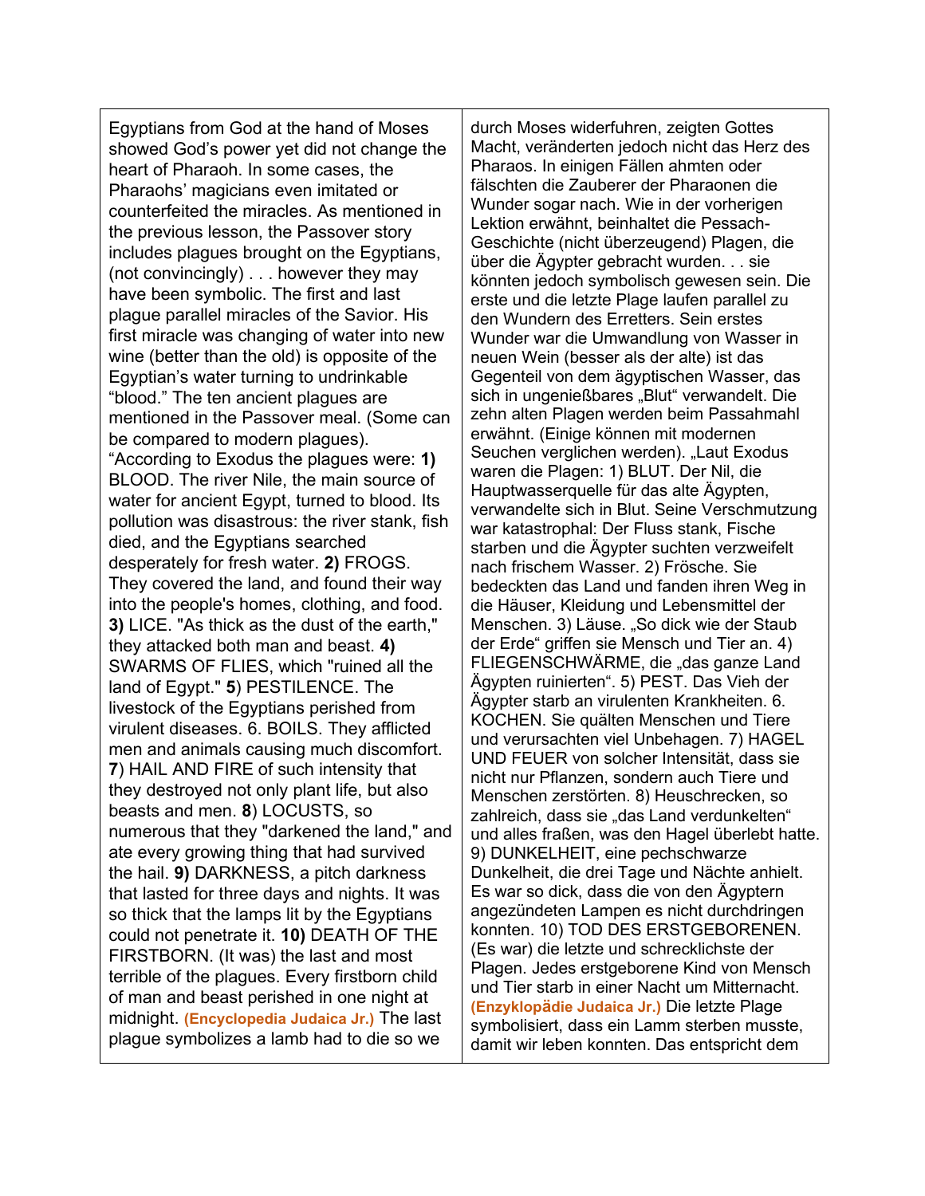| | |
|---|---|
| Egyptians from God at the hand of Moses showed God's power yet did not change the heart of Pharaoh. In some cases, the Pharaohs' magicians even imitated or counterfeited the miracles. As mentioned in the previous lesson, the Passover story includes plagues brought on the Egyptians, (not convincingly) . . . however they may have been symbolic. The first and last plague parallel miracles of the Savior. His first miracle was changing of water into new wine (better than the old) is opposite of the Egyptian's water turning to undrinkable "blood." The ten ancient plagues are mentioned in the Passover meal. (Some can be compared to modern plagues). "According to Exodus the plagues were: **1)** BLOOD. The river Nile, the main source of water for ancient Egypt, turned to blood. Its pollution was disastrous: the river stank, fish died, and the Egyptians searched desperately for fresh water. **2)** FROGS. They covered the land, and found their way into the people's homes, clothing, and food. **3)** LICE. "As thick as the dust of the earth," they attacked both man and beast. **4)** SWARMS OF FLIES, which "ruined all the land of Egypt." **5**) PESTILENCE. The livestock of the Egyptians perished from virulent diseases. 6. BOILS. They afflicted men and animals causing much discomfort. **7**) HAIL AND FIRE of such intensity that they destroyed not only plant life, but also beasts and men. **8**) LOCUSTS, so numerous that they "darkened the land," and ate every growing thing that had survived the hail. **9)** DARKNESS, a pitch darkness that lasted for three days and nights. It was so thick that the lamps lit by the Egyptians could not penetrate it. **10)** DEATH OF THE FIRSTBORN. (It was) the last and most terrible of the plagues. Every firstborn child of man and beast perished in one night at midnight. **(Encyclopedia Judaica Jr.)** The last plague symbolizes a lamb had to die so we | durch Moses widerfuhren, zeigten Gottes Macht, veränderten jedoch nicht das Herz des Pharaos. In einigen Fällen ahmten oder fälschten die Zauberer der Pharaonen die Wunder sogar nach. Wie in der vorherigen Lektion erwähnt, beinhaltet die Pessach-Geschichte (nicht überzeugend) Plagen, die über die Ägypter gebracht wurden. . . sie könnten jedoch symbolisch gewesen sein. Die erste und die letzte Plage laufen parallel zu den Wundern des Erretters. Sein erstes Wunder war die Umwandlung von Wasser in neuen Wein (besser als der alte) ist das Gegenteil von dem ägyptischen Wasser, das sich in ungenießbares „Blut" verwandelt. Die zehn alten Plagen werden beim Passahmahl erwähnt. (Einige können mit modernen Seuchen verglichen werden). „Laut Exodus waren die Plagen: 1) BLUT. Der Nil, die Hauptwasserquelle für das alte Ägypten, verwandelte sich in Blut. Seine Verschmutzung war katastrophal: Der Fluss stank, Fische starben und die Ägypter suchten verzweifelt nach frischem Wasser. 2) Frösche. Sie bedeckten das Land und fanden ihren Weg in die Häuser, Kleidung und Lebensmittel der Menschen. 3) Läuse. „So dick wie der Staub der Erde" griffen sie Mensch und Tier an. 4) FLIEGENSCHWÄRME, die „das ganze Land Ägypten ruinierten". 5) PEST. Das Vieh der Ägypter starb an virulenten Krankheiten. 6. KOCHEN. Sie quälten Menschen und Tiere und verursachten viel Unbehagen. 7) HAGEL UND FEUER von solcher Intensität, dass sie nicht nur Pflanzen, sondern auch Tiere und Menschen zerstörten. 8) Heuschrecken, so zahlreich, dass sie „das Land verdunkelten" und alles fraßen, was den Hagel überlebt hatte. 9) DUNKELHEIT, eine pechschwarze Dunkelheit, die drei Tage und Nächte anhielt. Es war so dick, dass die von den Ägyptern angezündeten Lampen es nicht durchdringen konnten. 10) TOD DES ERSTGEBORENEN. (Es war) die letzte und schrecklichste der Plagen. Jedes erstgeborene Kind von Mensch und Tier starb in einer Nacht um Mitternacht. **(Enzyklopädie Judaica Jr.)** Die letzte Plage symbolisiert, dass ein Lamm sterben musste, damit wir leben konnten. Das entspricht dem |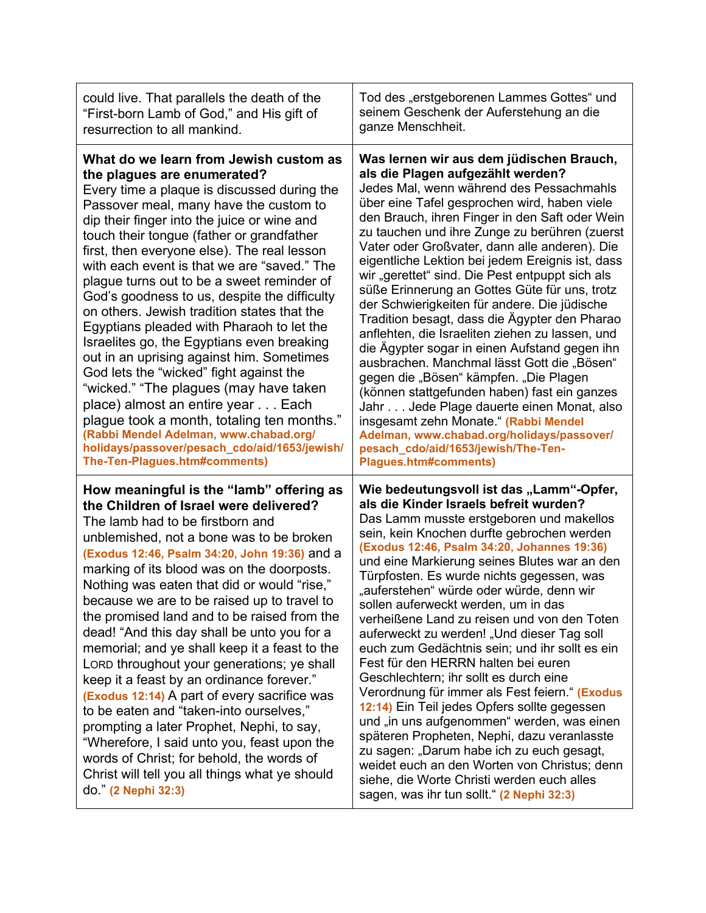| could live. That parallels the death of the “First-born Lamb of God,” and His gift of resurrection to all mankind. | Tod des „erstgeborenen Lammes Gottes“ und seinem Geschenk der Auferstehung an die ganze Menschheit. |
|---|---|
| **What do we learn from Jewish custom as the plagues are enumerated?** Every time a plaque is discussed during the Passover meal, many have the custom to dip their finger into the juice or wine and touch their tongue (father or grandfather first, then everyone else). The real lesson with each event is that we are “saved.” The plague turns out to be a sweet reminder of God’s goodness to us, despite the difficulty on others. Jewish tradition states that the Egyptians pleaded with Pharaoh to let the Israelites go, the Egyptians even breaking out in an uprising against him. Sometimes God lets the “wicked” fight against the “wicked.” “The plagues (may have taken place) almost an entire year . . . Each plague took a month, totaling ten months.” **(Rabbi Mendel Adelman, www.chabad.org/holidays/passover/pesach_cdo/aid/1653/jewish/The-Ten-Plagues.htm#comments)** | **Was lernen wir aus dem jüdischen Brauch, als die Plagen aufgezählt werden?** Jedes Mal, wenn während des Pessachmahls über eine Tafel gesprochen wird, haben viele den Brauch, ihren Finger in den Saft oder Wein zu tauchen und ihre Zunge zu berühren (zuerst Vater oder Großvater, dann alle anderen). Die eigentliche Lektion bei jedem Ereignis ist, dass wir „gerettet“ sind. Die Pest entpuppt sich als süße Erinnerung an Gottes Güte für uns, trotz der Schwierigkeiten für andere. Die jüdische Tradition besagt, dass die Ägypter den Pharao anflehten, die Israeliten ziehen zu lassen, und die Ägypter sogar in einen Aufstand gegen ihn ausbrachen. Manchmal lässt Gott die „Bösen“ gegen die „Bösen“ kämpfen. „Die Plagen (können stattgefunden haben) fast ein ganzes Jahr . . . Jede Plage dauerte einen Monat, also insgesamt zehn Monate.“ **(Rabbi Mendel Adelman, www.chabad.org/holidays/passover/pesach_cdo/aid/1653/jewish/The-Ten-Plagues.htm#comments)** |
| **How meaningful is the “lamb” offering as the Children of Israel were delivered?** The lamb had to be firstborn and unblemished, not a bone was to be broken **(Exodus 12:46, Psalm 34:20, John 19:36)** and a marking of its blood was on the doorposts. Nothing was eaten that did or would “rise,” because we are to be raised up to travel to the promised land and to be raised from the dead! “And this day shall be unto you for a memorial; and ye shall keep it a feast to the LORD throughout your generations; ye shall keep it a feast by an ordinance forever.” **(Exodus 12:14)** A part of every sacrifice was to be eaten and “taken-into ourselves,” prompting a later Prophet, Nephi, to say, “Wherefore, I said unto you, feast upon the words of Christ; for behold, the words of Christ will tell you all things what ye should do.” **(2 Nephi 32:3)** | **Wie bedeutungsvoll ist das „Lamm“-Opfer, als die Kinder Israels befreit wurden?** Das Lamm musste erstgeboren und makellos sein, kein Knochen durfte gebrochen werden **(Exodus 12:46, Psalm 34:20, Johannes 19:36)** und eine Markierung seines Blutes war an den Türpfosten. Es wurde nichts gegessen, was „auferstehen“ würde oder würde, denn wir sollen auferweckt werden, um in das verheißene Land zu reisen und von den Toten auferweckt zu werden! „Und dieser Tag soll euch zum Gedächtnis sein; und ihr sollt es ein Fest für den HERRN halten bei euren Geschlechtern; ihr sollt es durch eine Verordnung für immer als Fest feiern.“ **(Exodus 12:14)** Ein Teil jedes Opfers sollte gegessen und „in uns aufgenommen“ werden, was einen späteren Propheten, Nephi, dazu veranlasste zu sagen: „Darum habe ich zu euch gesagt, weidet euch an den Worten von Christus; denn siehe, die Worte Christi werden euch alles sagen, was ihr tun sollt.“ **(2 Nephi 32:3)** |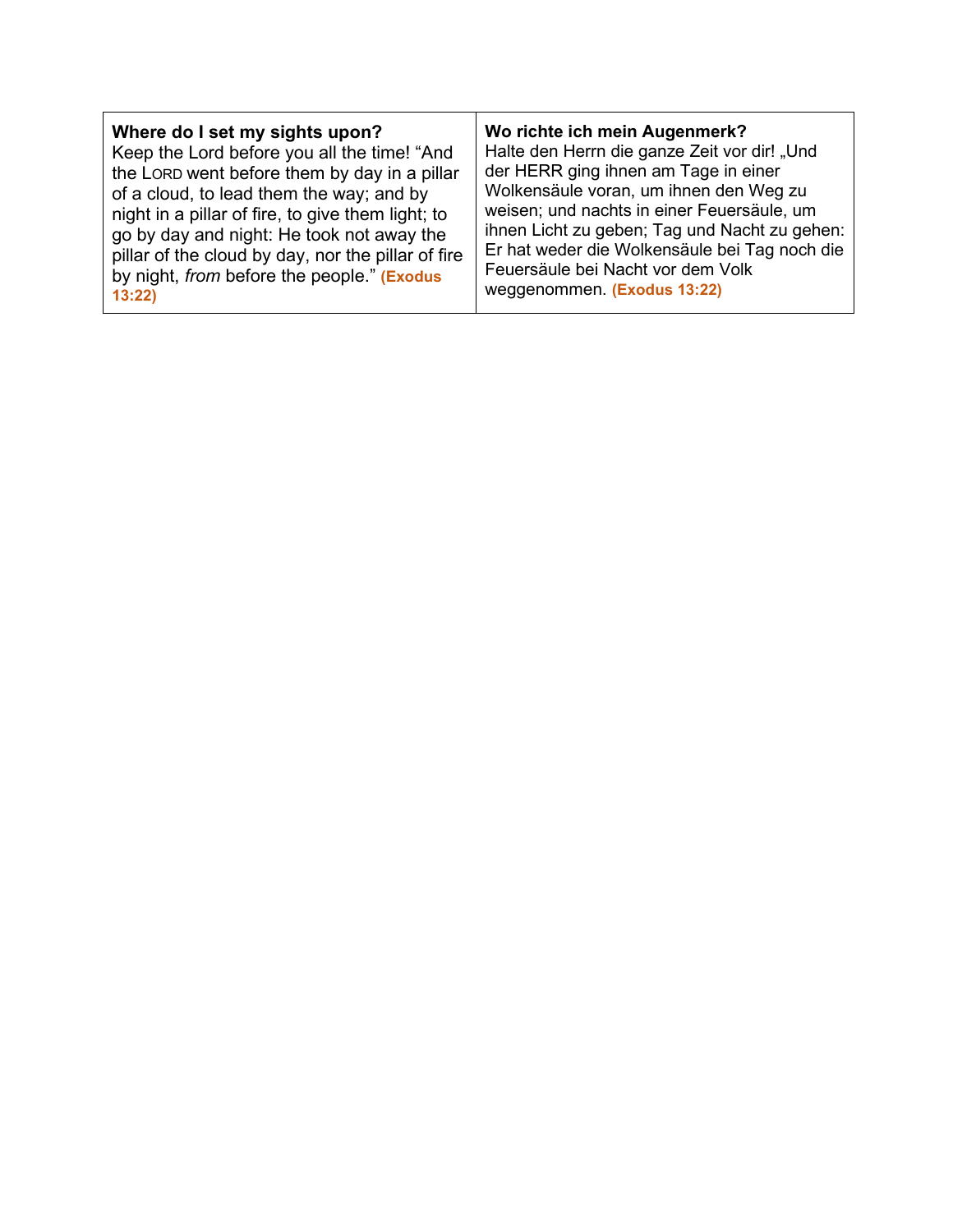| | |
|---|---|
| **Where do I set my sights upon?**<br>Keep the Lord before you all the time! "And the LORD went before them by day in a pillar of a cloud, to lead them the way; and by night in a pillar of fire, to give them light; to go by day and night: He took not away the pillar of the cloud by day, nor the pillar of fire by night, *from* before the people." **(Exodus 13:22)** | **Wo richte ich mein Augenmerk?**<br>Halte den Herrn die ganze Zeit vor dir! „Und der HERR ging ihnen am Tage in einer Wolkensäule voran, um ihnen den Weg zu weisen; und nachts in einer Feuersäule, um ihnen Licht zu geben; Tag und Nacht zu gehen: Er hat weder die Wolkensäule bei Tag noch die Feuersäule bei Nacht vor dem Volk weggenommen. **(Exodus 13:22)** |